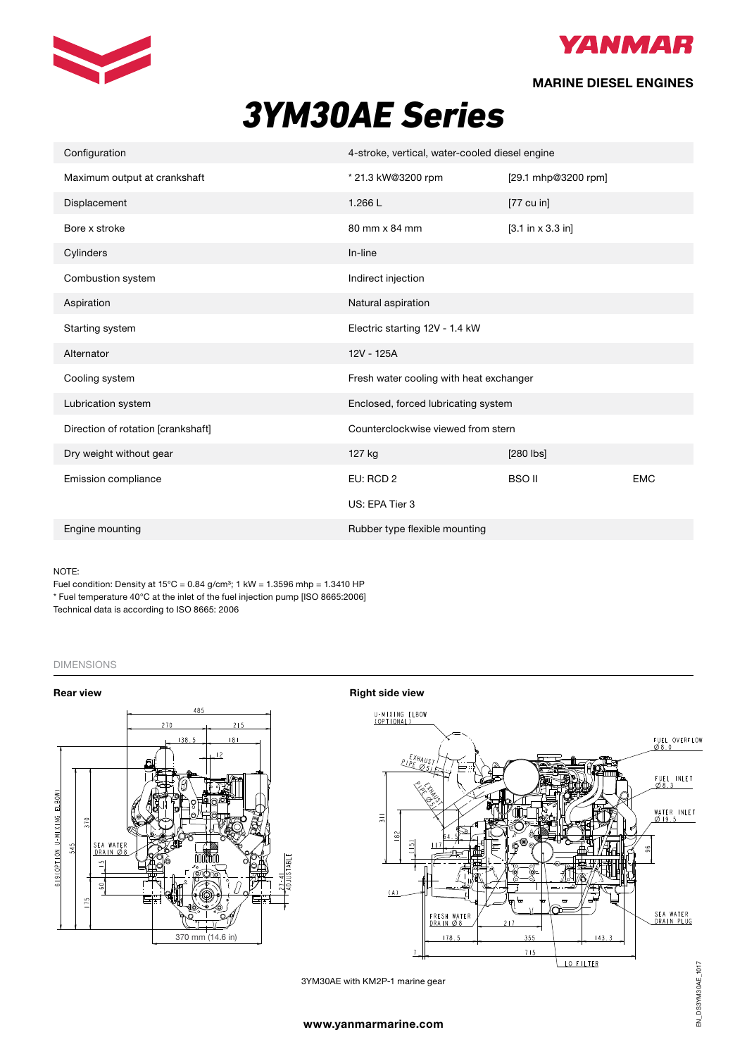YANMAR

**MARINE DIESEL ENGINES**

# 3YM30AE Series

| | | | |
|---|---|---|---|
| Configuration | 4-stroke, vertical, water-cooled diesel engine | | |
| Maximum output at crankshaft | * 21.3 kW@3200 rpm | [29.1 mhp@3200 rpm] | |
| Displacement | 1.266 L | [77 cu in] | |
| Bore x stroke | 80 mm x 84 mm | [3.1 in x 3.3 in] | |
| Cylinders | In-line | | |
| Combustion system | Indirect injection | | |
| Aspiration | Natural aspiration | | |
| Starting system | Electric starting 12V - 1.4 kW | | |
| Alternator | 12V - 125A | | |
| Cooling system | Fresh water cooling with heat exchanger | | |
| Lubrication system | Enclosed, forced lubricating system | | |
| Direction of rotation [crankshaft] | Counterclockwise viewed from stern | | |
| Dry weight without gear | 127 kg | [280 lbs] | |
| Emission compliance | EU: RCD 2 | BSO II | EMC |
| | US: EPA Tier 3 | | |
| Engine mounting | Rubber type flexible mounting | | |

NOTE:
Fuel condition: Density at 15°C = 0.84 g/cm³; 1 kW = 1.3596 mhp = 1.3410 HP
* Fuel temperature 40°C at the inlet of the fuel injection pump [ISO 8665:2006]
Technical data is according to ISO 8665: 2006

DIMENSIONS

**Rear view**

485, 270, 215, 138.5, 181, 12, 619(OPTION U-MIXING ELBOW), 545, 370, 175, 60, 15, SEA WATER DRAIN Ø8, 27-41 ADJUSTABLE, 370 mm (14.6 in)

**Right side view**

U-MIXING ELBOW (OPTIONAL), EXHAUST PIPE Ø51, EXHAUST PIPE Ø51, FUEL OVERFLOW Ø8.0, FUEL INLET Ø8.3, WATER INLET Ø19.5, 311, 182, (15), 64, 117, 96, (A), FRESH WATER DRAIN Ø8, 217, SEA WATER DRAIN PLUG, 178.5, 355, 143.3, 7, 715, LO FILTER

3YM30AE with KM2P-1 marine gear

www.yanmarmarine.com

EN_DS3YM30AE_1017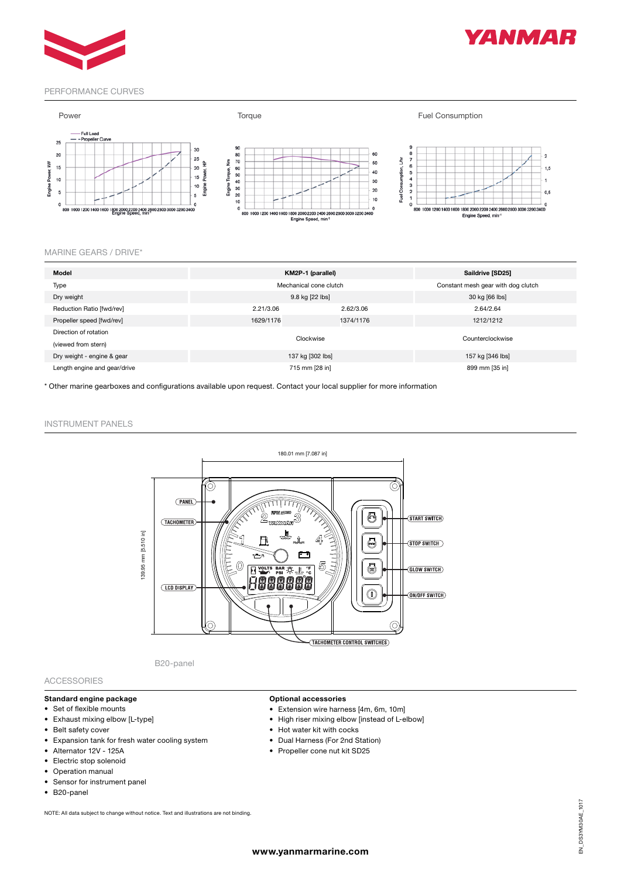## PERFORMANCE CURVES

Power

Full Load
Propeller Curve

Engine Power, kW
Engine Power, HP
Engine Speed, min⁻¹

Torque

Engine Torque, Nm
Engine Speed, min⁻¹

Fuel Consumption

Fuel Consumption, L/hr
Engine Speed, min⁻¹

## MARINE GEARS / DRIVE*

| Model | KM2P-1 (parallel) | | Saildrive [SD25] |
|---|---|---|---|
| Type | Mechanical cone clutch | | Constant mesh gear with dog clutch |
| Dry weight | 9.8 kg [22 lbs] | | 30 kg [66 lbs] |
| Reduction Ratio [fwd/rev] | 2.21/3.06 | 2.62/3.06 | 2.64/2.64 |
| Propeller speed [fwd/rev] | 1629/1176 | 1374/1176 | 1212/1212 |
| Direction of rotation (viewed from stern) | Clockwise | | Counterclockwise |
| Dry weight - engine & gear | 137 kg [302 lbs] | | 157 kg [346 lbs] |
| Length engine and gear/drive | 715 mm [28 in] | | 899 mm [35 in] |

\* Other marine gearboxes and configurations available upon request. Contact your local supplier for more information

## INSTRUMENT PANELS

180.01 mm [7.087 in]

139.95 mm [5.510 in]

PANEL
TACHOMETER
LCD DISPLAY
START SWITCH
STOP SWITCH
GLOW SWITCH
ON/OFF SWITCH
TACHOMETER CONTROL SWITCHES

B20-panel

## ACCESSORIES

**Standard engine package**

- Set of flexible mounts
- Exhaust mixing elbow [L-type]
- Belt safety cover
- Expansion tank for fresh water cooling system
- Alternator 12V - 125A
- Electric stop solenoid
- Operation manual
- Sensor for instrument panel
- B20-panel

**Optional accessories**

- Extension wire harness [4m, 6m, 10m]
- High riser mixing elbow [instead of L-elbow]
- Hot water kit with cocks
- Dual Harness (For 2nd Station)
- Propeller cone nut kit SD25

NOTE: All data subject to change without notice. Text and illustrations are not binding.

www.yanmarmarine.com

EN_DS3YM30AE_1017